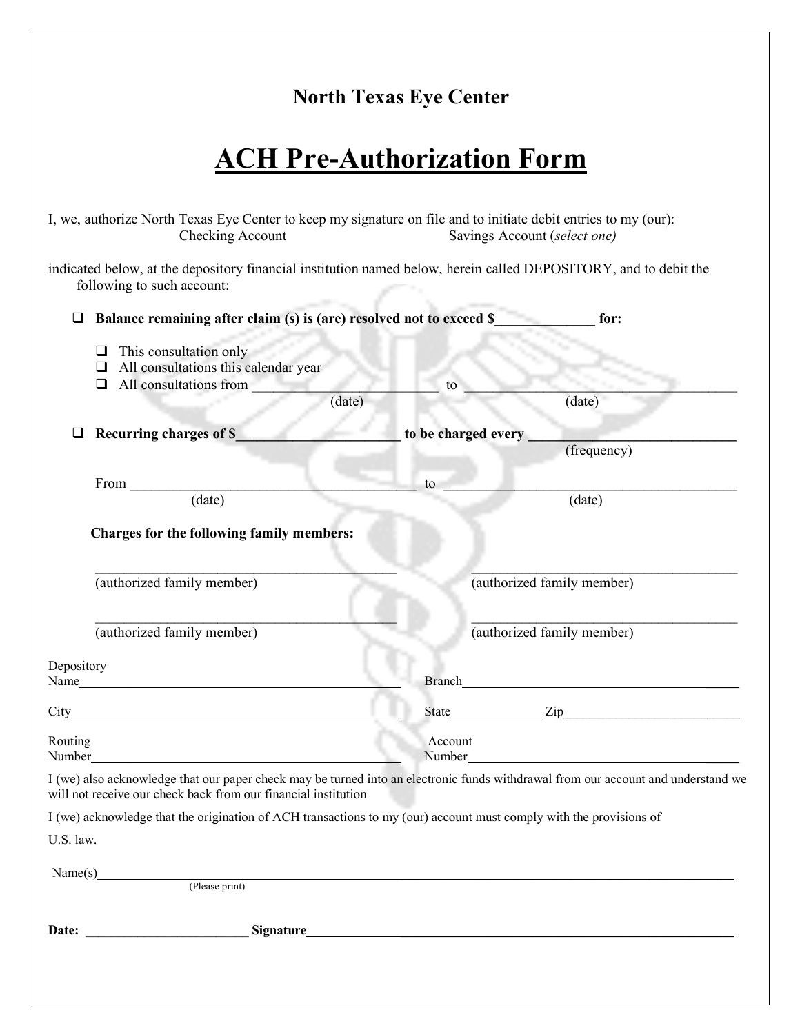## North Texas Eye Center

# ACH Pre-Authorization Form

I, we, authorize North Texas Eye Center to keep my signature on file and to initiate debit entries to my (our):
Checking Account          Savings Account (*select one)*

indicated below, at the depository financial institution named below, herein called DEPOSITORY, and to debit the following to such account:

- ☐ **Balance remaining after claim (s) is (are) resolved not to exceed $______________ for:**
  - ☐ This consultation only
  - ☐ All consultations this calendar year
  - ☐ All consultations from __________________________ to __________________________
    (date)          (date)

- ☐ **Recurring charges of $______________________ to be charged every ______________________**
  (frequency)

  From __________________________ to __________________________
  (date)          (date)

**Charges for the following family members:**

______________________________ (authorized family member)          ______________________________ (authorized family member)

______________________________ (authorized family member)          ______________________________ (authorized family member)

Depository Name______________________________ Branch______________________________

City______________________________ State______________ Zip______________________

Routing Number______________________________ Account Number______________________________

I (we) also acknowledge that our paper check may be turned into an electronic funds withdrawal from our account and understand we will not receive our check back from our financial institution

I (we) acknowledge that the origination of ACH transactions to my (our) account must comply with the provisions of U.S. law.

Name(s)______________________________________________________________
(Please print)

**Date:** ________________________ **Signature**______________________________________________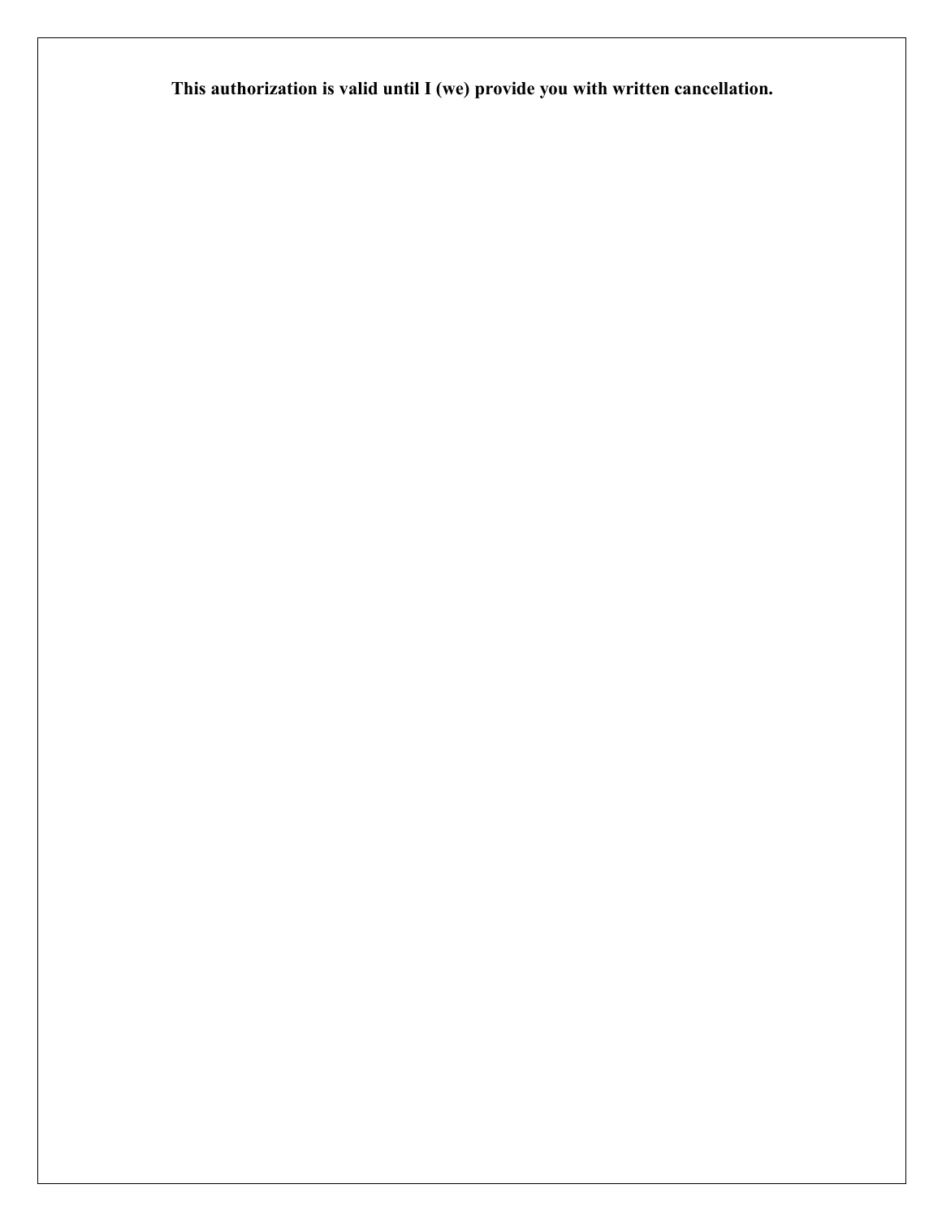**This authorization is valid until I (we) provide you with written cancellation.**